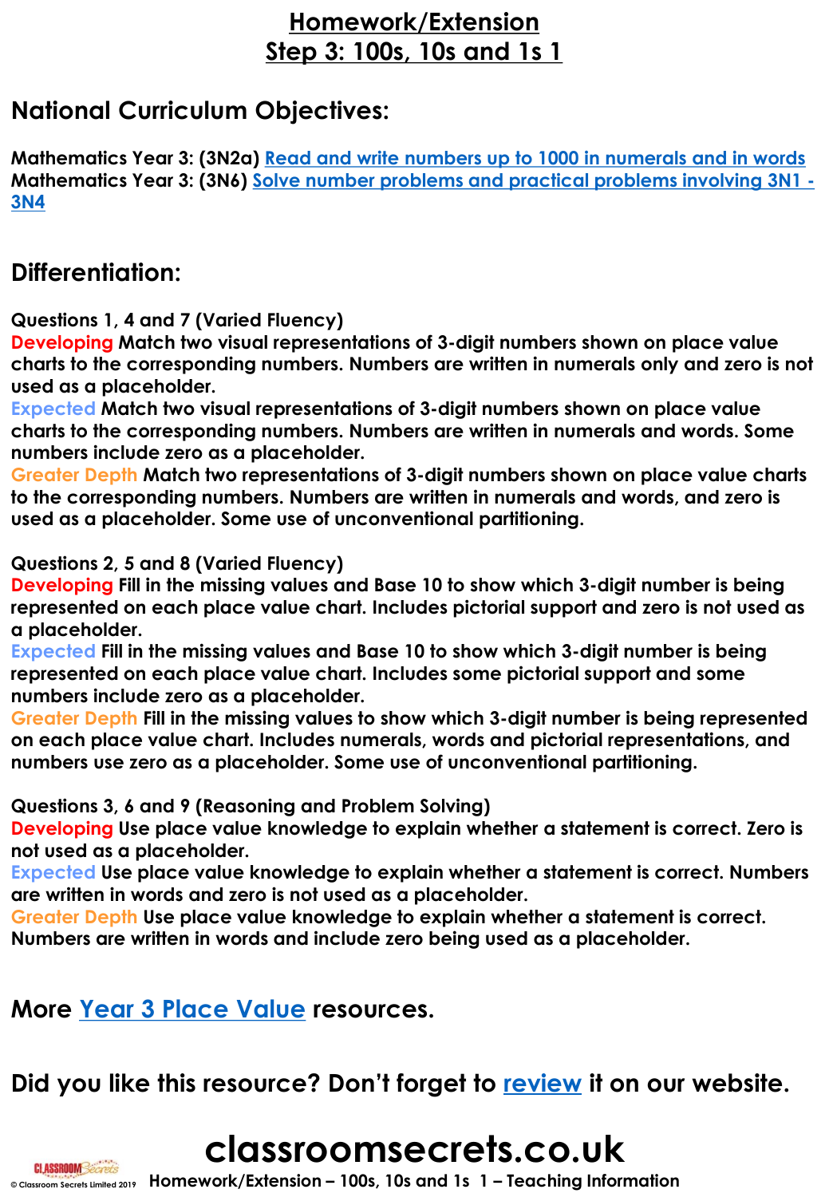# Homework/Extension
# Step 3: 100s, 10s and 1s 1

## National Curriculum Objectives:

**Mathematics Year 3: (3N2a) Read and write numbers up to 1000 in numerals and in words**
**Mathematics Year 3: (3N6) Solve number problems and practical problems involving 3N1 - 3N4**

## Differentiation:

**Questions 1, 4 and 7 (Varied Fluency)**
**Developing** Match two visual representations of 3-digit numbers shown on place value charts to the corresponding numbers. Numbers are written in numerals only and zero is not used as a placeholder.
**Expected** Match two visual representations of 3-digit numbers shown on place value charts to the corresponding numbers. Numbers are written in numerals and words. Some numbers include zero as a placeholder.
**Greater Depth** Match two representations of 3-digit numbers shown on place value charts to the corresponding numbers. Numbers are written in numerals and words, and zero is used as a placeholder. Some use of unconventional partitioning.

**Questions 2, 5 and 8 (Varied Fluency)**
**Developing** Fill in the missing values and Base 10 to show which 3-digit number is being represented on each place value chart. Includes pictorial support and zero is not used as a placeholder.
**Expected** Fill in the missing values and Base 10 to show which 3-digit number is being represented on each place value chart. Includes some pictorial support and some numbers include zero as a placeholder.
**Greater Depth** Fill in the missing values to show which 3-digit number is being represented on each place value chart. Includes numerals, words and pictorial representations, and numbers use zero as a placeholder. Some use of unconventional partitioning.

**Questions 3, 6 and 9 (Reasoning and Problem Solving)**
**Developing** Use place value knowledge to explain whether a statement is correct. Zero is not used as a placeholder.
**Expected** Use place value knowledge to explain whether a statement is correct. Numbers are written in words and zero is not used as a placeholder.
**Greater Depth** Use place value knowledge to explain whether a statement is correct. Numbers are written in words and include zero being used as a placeholder.

## More Year 3 Place Value resources.

## Did you like this resource? Don't forget to review it on our website.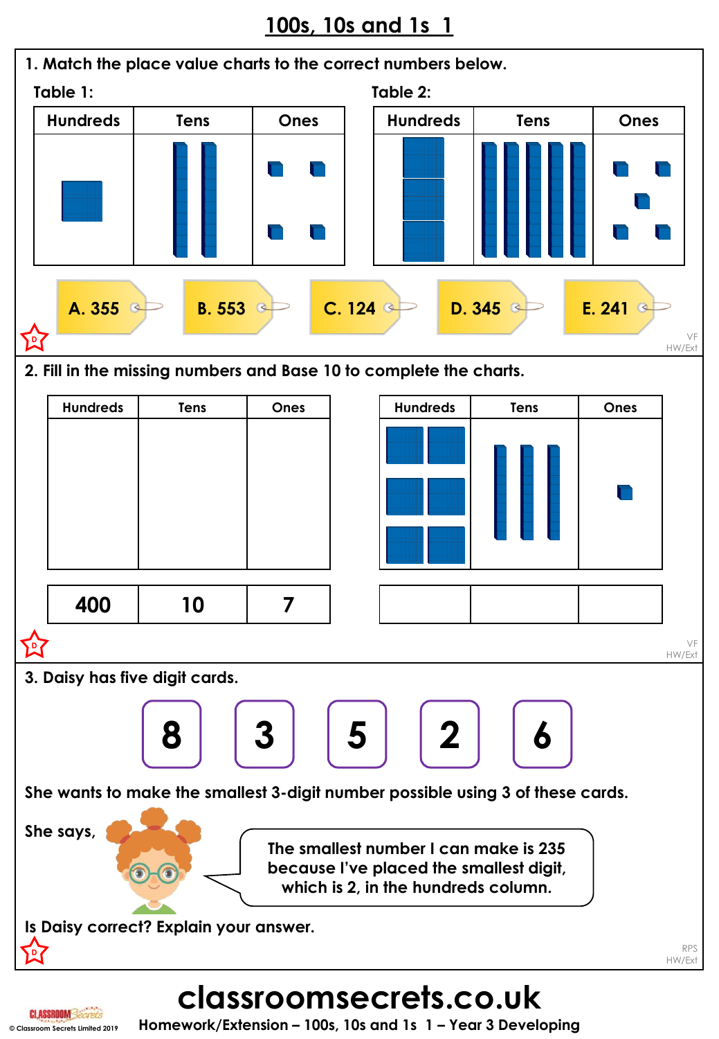# 100s, 10s and 1s 1

**1. Match the place value charts to the correct numbers below.**

Table 1:

| Hundreds | Tens | Ones |
|---|---|---|
| | | |

Table 2:

| Hundreds | Tens | Ones |
|---|---|---|
| | | |

A. 355 &nbsp;&nbsp; B. 553 &nbsp;&nbsp; C. 124 &nbsp;&nbsp; D. 345 &nbsp;&nbsp; E. 241

VF
HW/Ext

**2. Fill in the missing numbers and Base 10 to complete the charts.**

| Hundreds | Tens | Ones |
|---|---|---|
| | | |
| 400 | 10 | 7 |

| Hundreds | Tens | Ones |
|---|---|---|
| | | |
| | | |

VF
HW/Ext

**3. Daisy has five digit cards.**

8 &nbsp;&nbsp; 3 &nbsp;&nbsp; 5 &nbsp;&nbsp; 2 &nbsp;&nbsp; 6

She wants to make the smallest 3-digit number possible using 3 of these cards.

She says,

The smallest number I can make is 235 because I've placed the smallest digit, which is 2, in the hundreds column.

Is Daisy correct? Explain your answer.

RPS
HW/Ext

# classroomsecrets.co.uk

Homework/Extension – 100s, 10s and 1s 1 – Year 3 Developing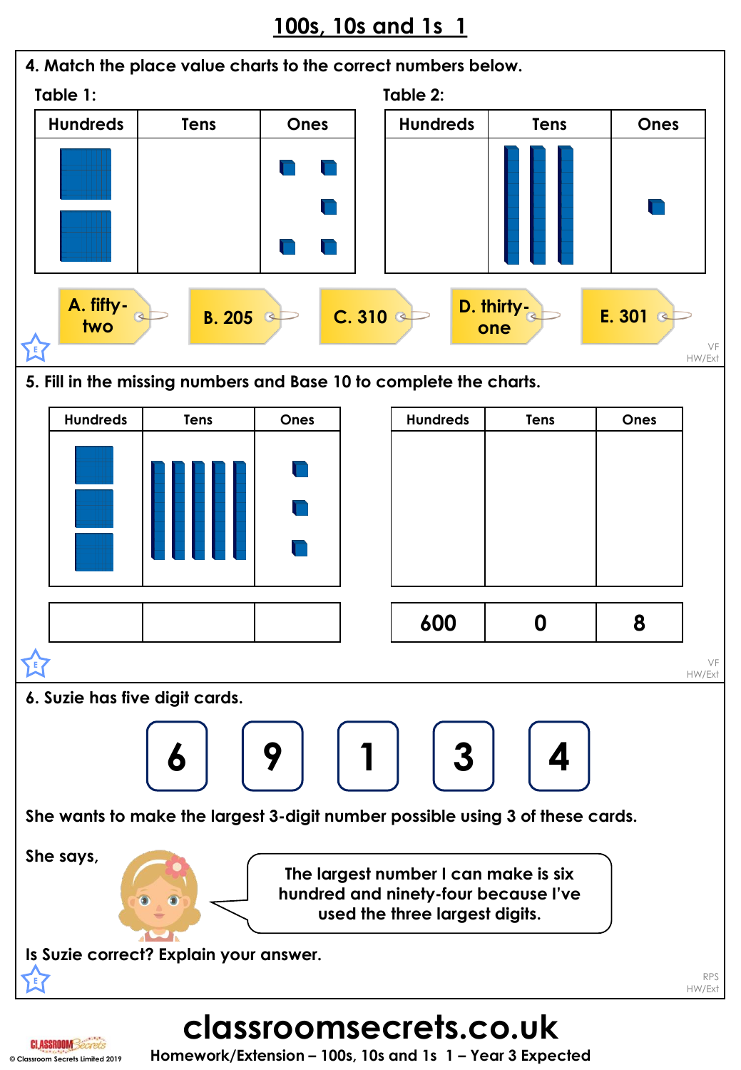# 100s, 10s and 1s 1

**4. Match the place value charts to the correct numbers below.**

Table 1:

| Hundreds | Tens | Ones |
|---|---|---|
| | | |

Table 2:

| Hundreds | Tens | Ones |
|---|---|---|
| | | |

A. fifty-two B. 205 C. 310 D. thirty-one E. 301

VF HW/Ext

**5. Fill in the missing numbers and Base 10 to complete the charts.**

| Hundreds | Tens | Ones |
|---|---|---|
| | | |
| | | |

| Hundreds | Tens | Ones |
|---|---|---|
| | | |
| 600 | 0 | 8 |

VF HW/Ext

**6. Suzie has five digit cards.**

6 9 1 3 4

She wants to make the largest 3-digit number possible using 3 of these cards.

She says,

The largest number I can make is six hundred and ninety-four because I've used the three largest digits.

Is Suzie correct? Explain your answer.

RPS HW/Ext

classroomsecrets.co.uk

Homework/Extension – 100s, 10s and 1s 1 – Year 3 Expected

© Classroom Secrets Limited 2019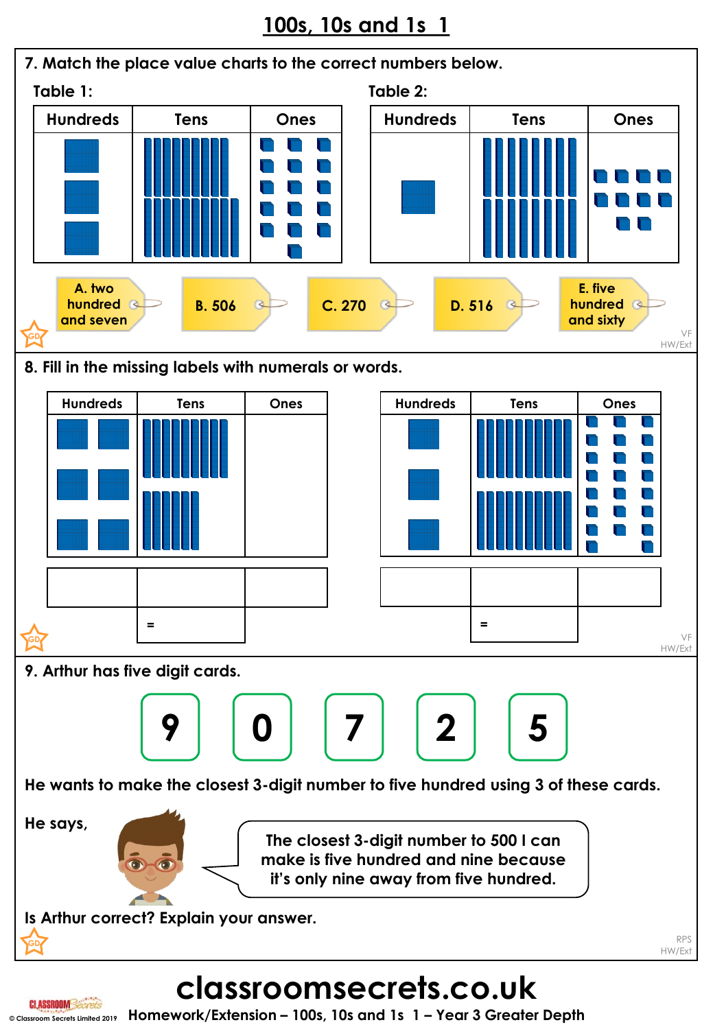# 100s, 10s and 1s 1

**7. Match the place value charts to the correct numbers below.**

Table 1:

| Hundreds | Tens | Ones |
|---|---|---|
| | | |

Table 2:

| Hundreds | Tens | Ones |
|---|---|---|
| | | |

A. two hundred and seven

B. 506

C. 270

D. 516

E. five hundred and sixty

VF HW/Ext

**8. Fill in the missing labels with numerals or words.**

| Hundreds | Tens | Ones |
|---|---|---|
| | | |
| | | |
| | = | |

| Hundreds | Tens | Ones |
|---|---|---|
| | | |
| | | |
| | = | |

VF HW/Ext

**9. Arthur has five digit cards.**

9 0 7 2 5

He wants to make the closest 3-digit number to five hundred using 3 of these cards.

He says,

> The closest 3-digit number to 500 I can make is five hundred and nine because it's only nine away from five hundred.

Is Arthur correct? Explain your answer.

RPS HW/Ext

classroomsecrets.co.uk

Homework/Extension – 100s, 10s and 1s 1 – Year 3 Greater Depth

© Classroom Secrets Limited 2019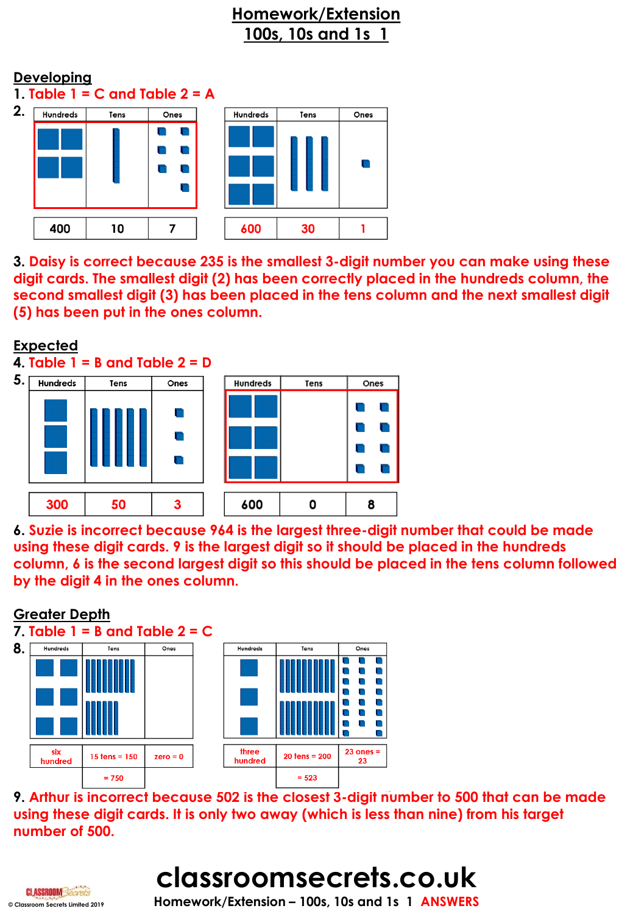# Homework/Extension
## 100s, 10s and 1s 1

### Developing

1. Table 1 = C and Table 2 = A

2.

| Hundreds | Tens | Ones |
|---|---|---|
| 400 | 10 | 7 |

| Hundreds | Tens | Ones |
|---|---|---|
| 600 | 30 | 1 |

3. Daisy is correct because 235 is the smallest 3-digit number you can make using these digit cards. The smallest digit (2) has been correctly placed in the hundreds column, the second smallest digit (3) has been placed in the tens column and the next smallest digit (5) has been put in the ones column.

### Expected

4. Table 1 = B and Table 2 = D

5.

| Hundreds | Tens | Ones |
|---|---|---|
| 300 | 50 | 3 |

| Hundreds | Tens | Ones |
|---|---|---|
| 600 | 0 | 8 |

6. Suzie is incorrect because 964 is the largest three-digit number that could be made using these digit cards. 9 is the largest digit so it should be placed in the hundreds column, 6 is the second largest digit so this should be placed in the tens column followed by the digit 4 in the ones column.

### Greater Depth

7. Table 1 = B and Table 2 = C

8.

| Hundreds | Tens | Ones |
|---|---|---|
| six hundred | 15 tens = 150 | zero = 0 |
| | = 750 | |

| Hundreds | Tens | Ones |
|---|---|---|
| three hundred | 20 tens = 200 | 23 ones = 23 |
| | = 523 | |

9. Arthur is incorrect because 502 is the closest 3-digit number to 500 that can be made using these digit cards. It is only two away (which is less than nine) from his target number of 500.

classroomsecrets.co.uk

Homework/Extension – 100s, 10s and 1s 1 ANSWERS

© Classroom Secrets Limited 2019